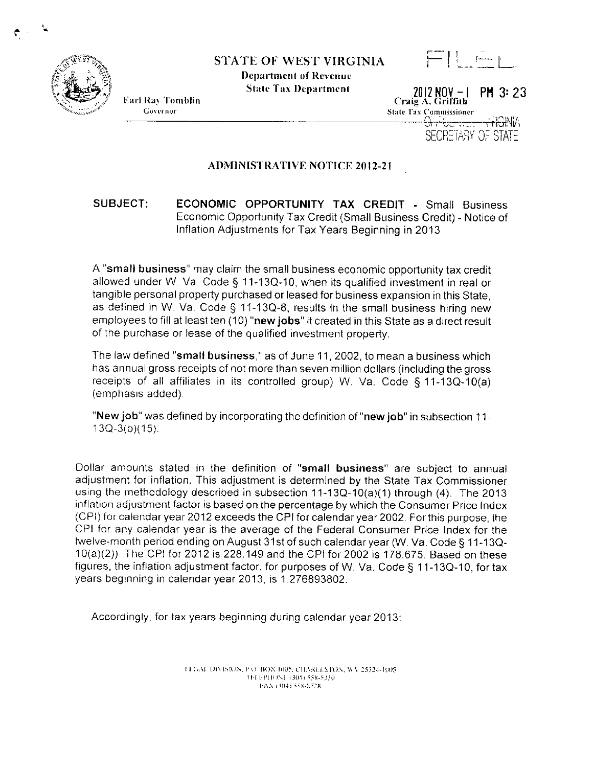# STATE OF WEST VIRGINIA

**Department of Revenue**
**State Tax Department**

Earl Ray Tomblin
Governor

Craig A. Griffith
State Tax Commissioner

FILED

2012 NOV -1 PM 3: 23

OFFICE WEST VIRGINIA
SECRETARY OF STATE

## ADMINISTRATIVE NOTICE 2012-21

**SUBJECT:** **ECONOMIC OPPORTUNITY TAX CREDIT** - Small Business Economic Opportunity Tax Credit (Small Business Credit) - Notice of Inflation Adjustments for Tax Years Beginning in 2013

A "**small business**" may claim the small business economic opportunity tax credit allowed under W. Va. Code § 11-13Q-10, when its qualified investment in real or tangible personal property purchased or leased for business expansion in this State, as defined in W. Va. Code § 11-13Q-8, results in the small business hiring new employees to fill at least ten (10) "**new jobs**" it created in this State as a direct result of the purchase or lease of the qualified investment property.

The law defined "**small business**," as of June 11, 2002, to mean a business which has annual gross receipts of not more than seven million dollars (including the gross receipts of all affiliates in its controlled group) W. Va. Code § 11-13Q-10(a) (emphasis added).

"**New job**" was defined by incorporating the definition of "**new job**" in subsection 11-13Q-3(b)(15).

Dollar amounts stated in the definition of "**small business**" are subject to annual adjustment for inflation. This adjustment is determined by the State Tax Commissioner using the methodology described in subsection 11-13Q-10(a)(1) through (4). The 2013 inflation adjustment factor is based on the percentage by which the Consumer Price Index (CPI) for calendar year 2012 exceeds the CPI for calendar year 2002. For this purpose, the CPI for any calendar year is the average of the Federal Consumer Price Index for the twelve-month period ending on August 31st of such calendar year (W. Va. Code § 11-13Q-10(a)(2)) The CPI for 2012 is 228.149 and the CPI for 2002 is 178.675. Based on these figures, the inflation adjustment factor, for purposes of W. Va. Code § 11-13Q-10, for tax years beginning in calendar year 2013, is 1.276893802.

Accordingly, for tax years beginning during calendar year 2013:

LEGAL DIVISION, P.O. BOX 1005, CHARLESTON, WV 25324-1005
TELEPHONE (304) 558-5330
FAX (304) 558-8728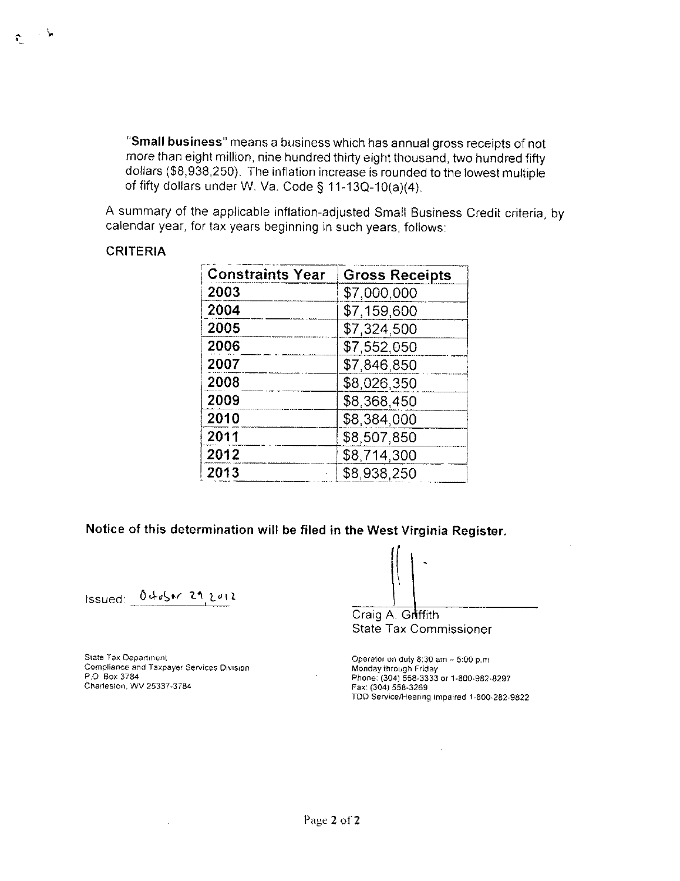"**Small business**" means a business which has annual gross receipts of not more than eight million, nine hundred thirty eight thousand, two hundred fifty dollars ($8,938,250). The inflation increase is rounded to the lowest multiple of fifty dollars under W. Va. Code § 11-13Q-10(a)(4).

A summary of the applicable inflation-adjusted Small Business Credit criteria, by calendar year, for tax years beginning in such years, follows:

CRITERIA

| Constraints Year | Gross Receipts |
|---|---|
| 2003 | $7,000,000 |
| 2004 | $7,159,600 |
| 2005 | $7,324,500 |
| 2006 | $7,552,050 |
| 2007 | $7,846,850 |
| 2008 | $8,026,350 |
| 2009 | $8,368,450 |
| 2010 | $8,384,000 |
| 2011 | $8,507,850 |
| 2012 | $8,714,300 |
| 2013 | $8,938,250 |

**Notice of this determination will be filed in the West Virginia Register.**

Issued: October 29, 2012

Craig A. Griffith
State Tax Commissioner

State Tax Department
Compliance and Taxpayer Services Division
P.O. Box 3784
Charleston, WV 25337-3784

Operator on duty 8:30 am – 5:00 p.m
Monday through Friday
Phone: (304) 558-3333 or 1-800-982-8297
Fax: (304) 558-3269
TDD Service/Hearing Impaired 1-800-282-9822